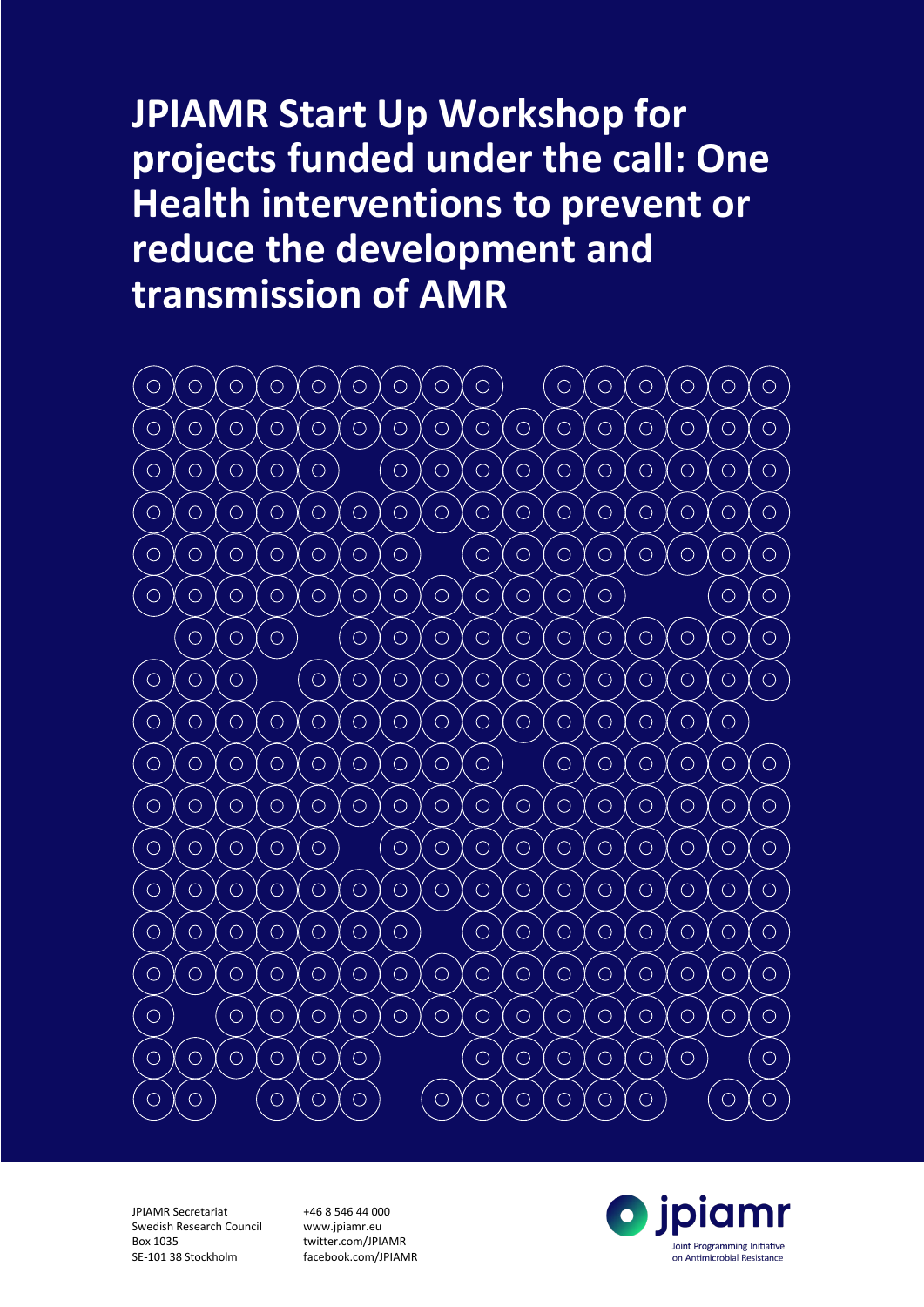# JPIAMR Start Up Workshop for projects funded under the call: One Health interventions to prevent or reduce the development and transmission of AMR

JPIAMR Secretariat
Swedish Research Council
Box 1035
SE-101 38 Stockholm

+46 8 546 44 000
www.jpiamr.eu
twitter.com/JPIAMR
facebook.com/JPIAMR

jpiamr
Joint Programming Initiative on Antimicrobial Resistance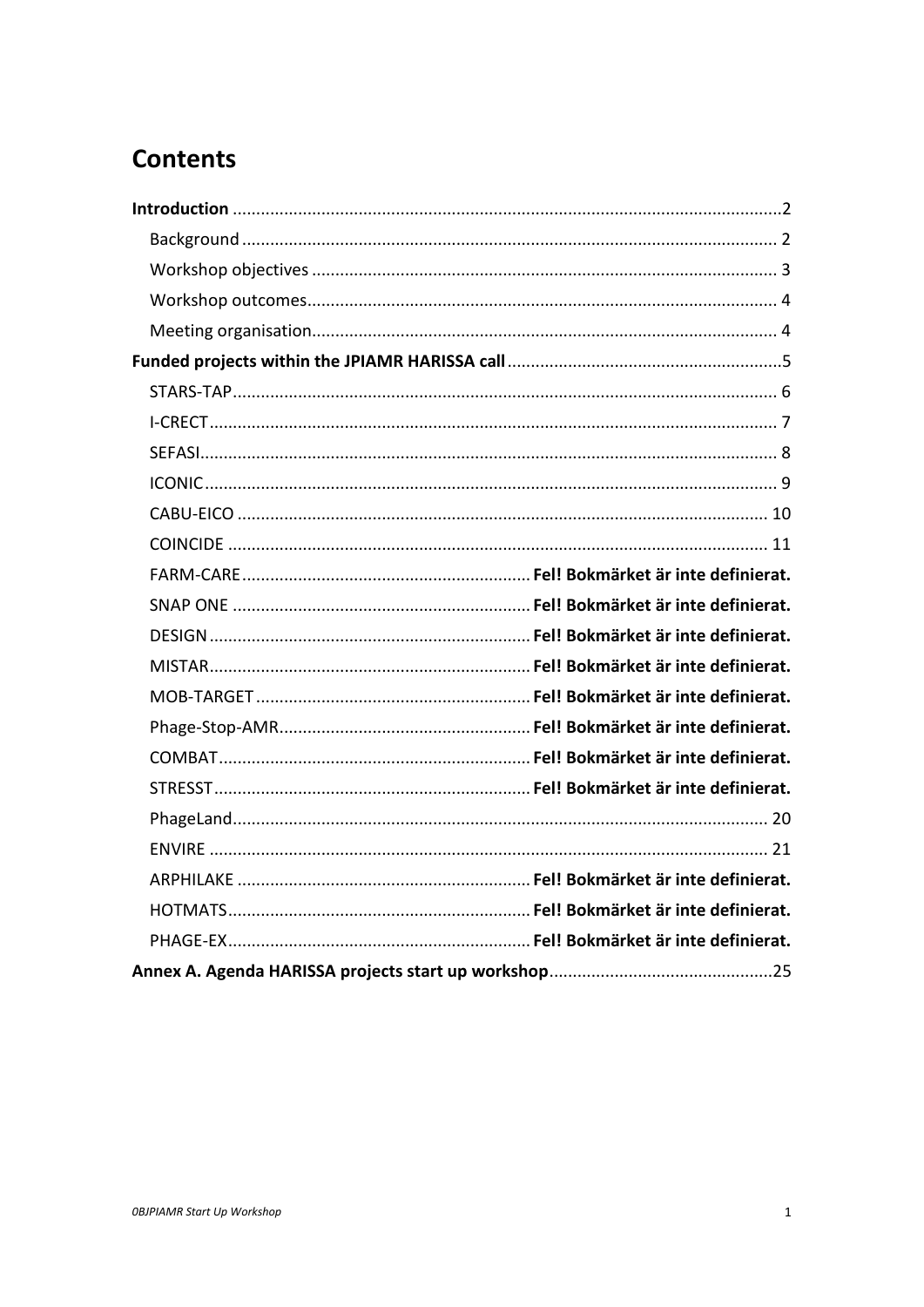# Contents

**Introduction** .......... **2**

- Background .......... 2
- Workshop objectives .......... 3
- Workshop outcomes .......... 4
- Meeting organisation .......... 4

**Funded projects within the JPIAMR HARISSA call** .......... **5**

- STARS-TAP .......... 6
- I-CRECT .......... 7
- SEFASI .......... 8
- ICONIC .......... 9
- CABU-EICO .......... 10
- COINCIDE .......... 11
- FARM-CARE .......... **Fel! Bokmärket är inte definierat.**
- SNAP ONE .......... **Fel! Bokmärket är inte definierat.**
- DESIGN .......... **Fel! Bokmärket är inte definierat.**
- MISTAR .......... **Fel! Bokmärket är inte definierat.**
- MOB-TARGET .......... **Fel! Bokmärket är inte definierat.**
- Phage-Stop-AMR .......... **Fel! Bokmärket är inte definierat.**
- COMBAT .......... **Fel! Bokmärket är inte definierat.**
- STRESST .......... **Fel! Bokmärket är inte definierat.**
- PhageLand .......... 20
- ENVIRE .......... 21
- ARPHILAKE .......... **Fel! Bokmärket är inte definierat.**
- HOTMATS .......... **Fel! Bokmärket är inte definierat.**
- PHAGE-EX .......... **Fel! Bokmärket är inte definierat.**

**Annex A. Agenda HARISSA projects start up workshop** .......... **25**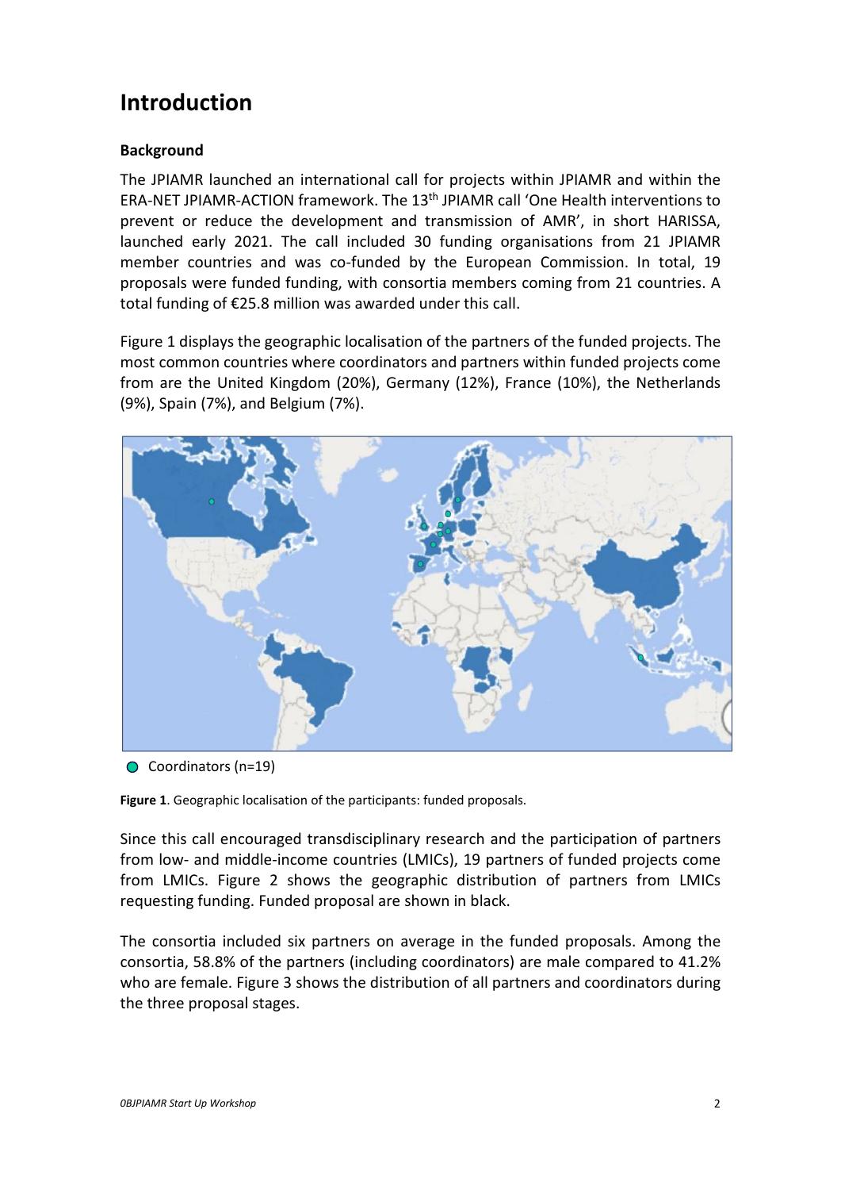# Introduction

### Background

The JPIAMR launched an international call for projects within JPIAMR and within the ERA-NET JPIAMR-ACTION framework. The 13th JPIAMR call 'One Health interventions to prevent or reduce the development and transmission of AMR', in short HARISSA, launched early 2021. The call included 30 funding organisations from 21 JPIAMR member countries and was co-funded by the European Commission. In total, 19 proposals were funded funding, with consortia members coming from 21 countries. A total funding of €25.8 million was awarded under this call.

Figure 1 displays the geographic localisation of the partners of the funded projects. The most common countries where coordinators and partners within funded projects come from are the United Kingdom (20%), Germany (12%), France (10%), the Netherlands (9%), Spain (7%), and Belgium (7%).

Coordinators (n=19)

**Figure 1**. Geographic localisation of the participants: funded proposals.

Since this call encouraged transdisciplinary research and the participation of partners from low- and middle-income countries (LMICs), 19 partners of funded projects come from LMICs. Figure 2 shows the geographic distribution of partners from LMICs requesting funding. Funded proposal are shown in black.

The consortia included six partners on average in the funded proposals. Among the consortia, 58.8% of the partners (including coordinators) are male compared to 41.2% who are female. Figure 3 shows the distribution of all partners and coordinators during the three proposal stages.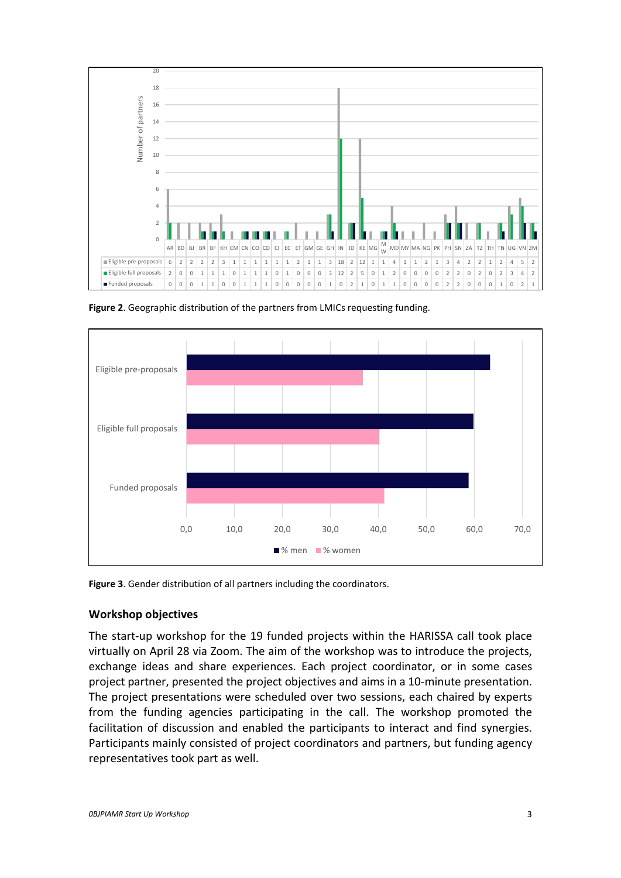| | AR | BD | BJ | BR | BF | KH | CM | CN | CO | CD | CI | EC | ET | GM | GE | GH | IN | ID | KE | MG | MW | MD | MY | MA | NG | PK | PH | SN | ZA | TZ | TH | TN | UG | VN | ZM |
|---|---|---|---|---|---|---|---|---|---|---|---|---|---|---|---|---|---|---|---|---|---|---|---|---|---|---|---|---|---|---|---|---|---|---|---|
| Eligible pre-proposals | 6 | 2 | 2 | 2 | 2 | 3 | 1 | 1 | 1 | 1 | 1 | 1 | 2 | 1 | 1 | 3 | 18 | 2 | 12 | 1 | 1 | 4 | 1 | 1 | 2 | 1 | 3 | 4 | 2 | 2 | 1 | 2 | 4 | 5 | 2 |
| Eligible full proposals | 2 | 0 | 0 | 1 | 1 | 1 | 0 | 1 | 1 | 1 | 0 | 1 | 0 | 0 | 0 | 3 | 12 | 2 | 5 | 0 | 1 | 2 | 0 | 0 | 0 | 0 | 2 | 2 | 0 | 2 | 0 | 2 | 3 | 4 | 2 |
| Funded proposals | 0 | 0 | 0 | 1 | 1 | 0 | 0 | 1 | 1 | 1 | 0 | 0 | 0 | 0 | 0 | 1 | 0 | 2 | 1 | 0 | 1 | 1 | 0 | 0 | 0 | 0 | 2 | 2 | 0 | 0 | 0 | 1 | 0 | 2 | 1 |

**Figure 2**. Geographic distribution of the partners from LMICs requesting funding.

**Figure 3**. Gender distribution of all partners including the coordinators.

## Workshop objectives

The start-up workshop for the 19 funded projects within the HARISSA call took place virtually on April 28 via Zoom. The aim of the workshop was to introduce the projects, exchange ideas and share experiences. Each project coordinator, or in some cases project partner, presented the project objectives and aims in a 10-minute presentation. The project presentations were scheduled over two sessions, each chaired by experts from the funding agencies participating in the call. The workshop promoted the facilitation of discussion and enabled the participants to interact and find synergies. Participants mainly consisted of project coordinators and partners, but funding agency representatives took part as well.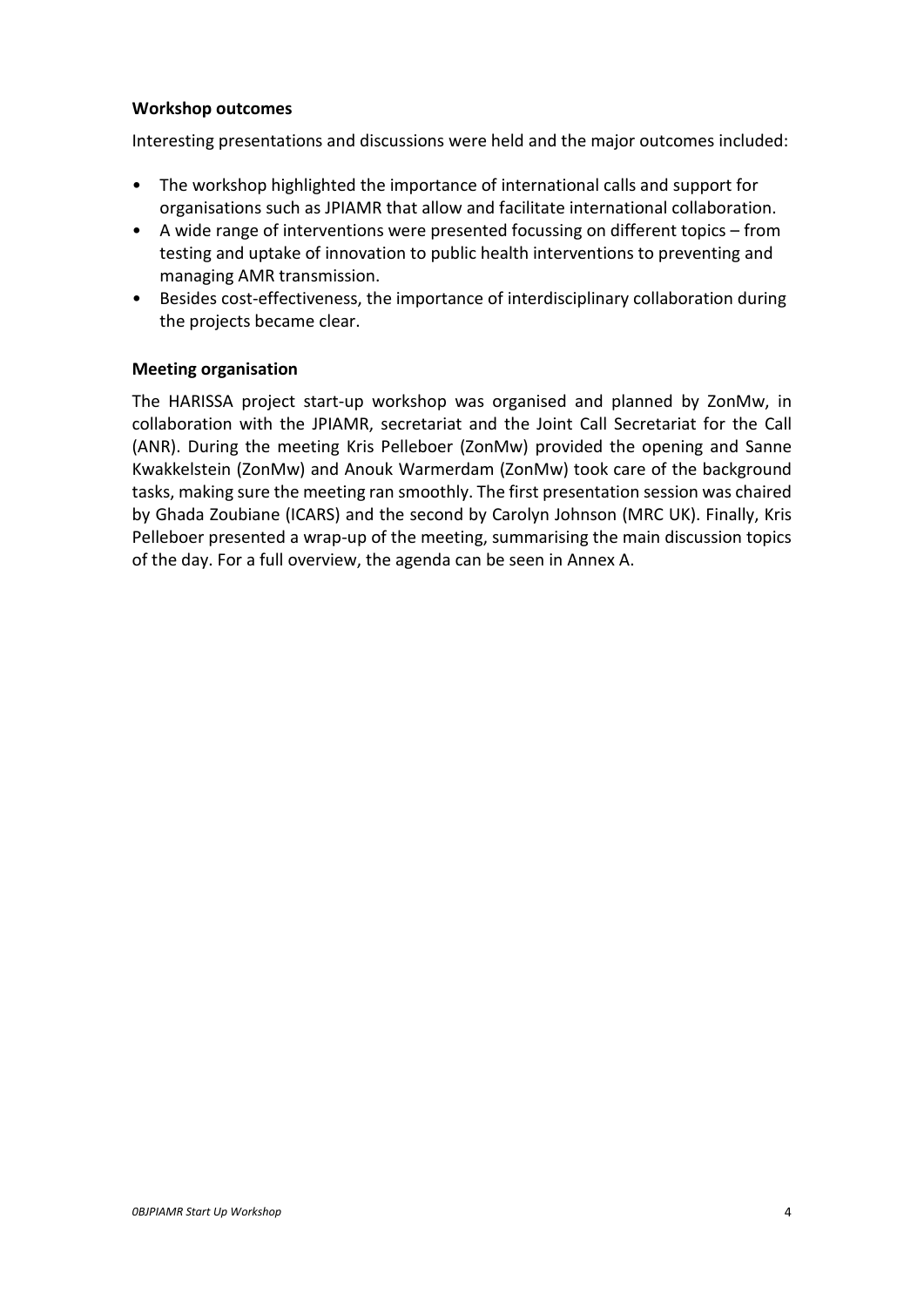**Workshop outcomes**

Interesting presentations and discussions were held and the major outcomes included:

- The workshop highlighted the importance of international calls and support for organisations such as JPIAMR that allow and facilitate international collaboration.
- A wide range of interventions were presented focussing on different topics – from testing and uptake of innovation to public health interventions to preventing and managing AMR transmission.
- Besides cost-effectiveness, the importance of interdisciplinary collaboration during the projects became clear.

**Meeting organisation**

The HARISSA project start-up workshop was organised and planned by ZonMw, in collaboration with the JPIAMR, secretariat and the Joint Call Secretariat for the Call (ANR). During the meeting Kris Pelleboer (ZonMw) provided the opening and Sanne Kwakkelstein (ZonMw) and Anouk Warmerdam (ZonMw) took care of the background tasks, making sure the meeting ran smoothly. The first presentation session was chaired by Ghada Zoubiane (ICARS) and the second by Carolyn Johnson (MRC UK). Finally, Kris Pelleboer presented a wrap-up of the meeting, summarising the main discussion topics of the day. For a full overview, the agenda can be seen in Annex A.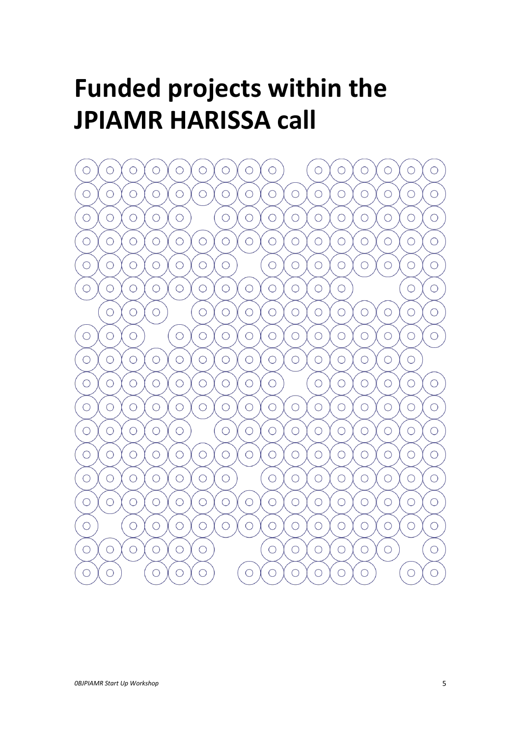# Funded projects within the JPIAMR HARISSA call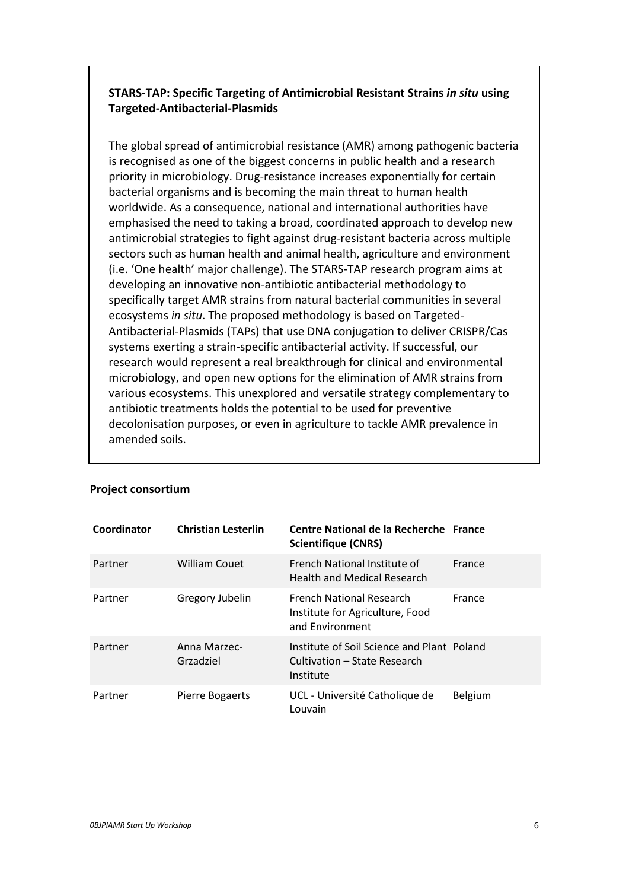**STARS-TAP: Specific Targeting of Antimicrobial Resistant Strains *in situ* using Targeted-Antibacterial-Plasmids**

The global spread of antimicrobial resistance (AMR) among pathogenic bacteria is recognised as one of the biggest concerns in public health and a research priority in microbiology. Drug-resistance increases exponentially for certain bacterial organisms and is becoming the main threat to human health worldwide. As a consequence, national and international authorities have emphasised the need to taking a broad, coordinated approach to develop new antimicrobial strategies to fight against drug-resistant bacteria across multiple sectors such as human health and animal health, agriculture and environment (i.e. 'One health' major challenge). The STARS-TAP research program aims at developing an innovative non-antibiotic antibacterial methodology to specifically target AMR strains from natural bacterial communities in several ecosystems *in situ*. The proposed methodology is based on Targeted-Antibacterial-Plasmids (TAPs) that use DNA conjugation to deliver CRISPR/Cas systems exerting a strain-specific antibacterial activity. If successful, our research would represent a real breakthrough for clinical and environmental microbiology, and open new options for the elimination of AMR strains from various ecosystems. This unexplored and versatile strategy complementary to antibiotic treatments holds the potential to be used for preventive decolonisation purposes, or even in agriculture to tackle AMR prevalence in amended soils.

**Project consortium**

| **Coordinator** | **Christian Lesterlin** | **Centre National de la Recherche Scientifique (CNRS)** | **France** |
|---|---|---|---|
| Partner | William Couet | French National Institute of Health and Medical Research | France |
| Partner | Gregory Jubelin | French National Research Institute for Agriculture, Food and Environment | France |
| Partner | Anna Marzec-Grzadziel | Institute of Soil Science and Plant Cultivation – State Research Institute | Poland |
| Partner | Pierre Bogaerts | UCL - Université Catholique de Louvain | Belgium |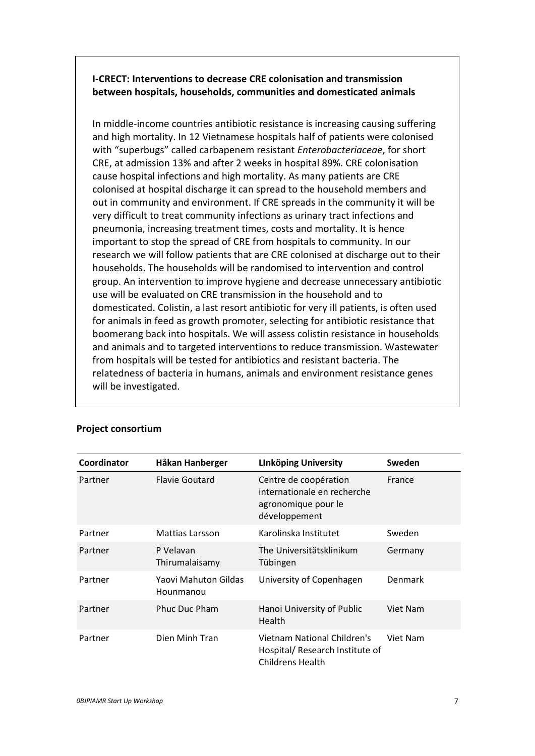**I-CRECT: Interventions to decrease CRE colonisation and transmission between hospitals, households, communities and domesticated animals**

In middle-income countries antibiotic resistance is increasing causing suffering and high mortality. In 12 Vietnamese hospitals half of patients were colonised with "superbugs" called carbapenem resistant *Enterobacteriaceae*, for short CRE, at admission 13% and after 2 weeks in hospital 89%. CRE colonisation cause hospital infections and high mortality. As many patients are CRE colonised at hospital discharge it can spread to the household members and out in community and environment. If CRE spreads in the community it will be very difficult to treat community infections as urinary tract infections and pneumonia, increasing treatment times, costs and mortality. It is hence important to stop the spread of CRE from hospitals to community. In our research we will follow patients that are CRE colonised at discharge out to their households. The households will be randomised to intervention and control group. An intervention to improve hygiene and decrease unnecessary antibiotic use will be evaluated on CRE transmission in the household and to domesticated. Colistin, a last resort antibiotic for very ill patients, is often used for animals in feed as growth promoter, selecting for antibiotic resistance that boomerang back into hospitals. We will assess colistin resistance in households and animals and to targeted interventions to reduce transmission. Wastewater from hospitals will be tested for antibiotics and resistant bacteria. The relatedness of bacteria in humans, animals and environment resistance genes will be investigated.

**Project consortium**

| **Coordinator** | **Håkan Hanberger** | **LInköping University** | **Sweden** |
|---|---|---|---|
| Partner | Flavie Goutard | Centre de coopération internationale en recherche agronomique pour le développement | France |
| Partner | Mattias Larsson | Karolinska Institutet | Sweden |
| Partner | P Velavan Thirumalaisamy | The Universitätsklinikum Tübingen | Germany |
| Partner | Yaovi Mahuton Gildas Hounmanou | University of Copenhagen | Denmark |
| Partner | Phuc Duc Pham | Hanoi University of Public Health | Viet Nam |
| Partner | Dien Minh Tran | Vietnam National Children's Hospital/ Research Institute of Childrens Health | Viet Nam |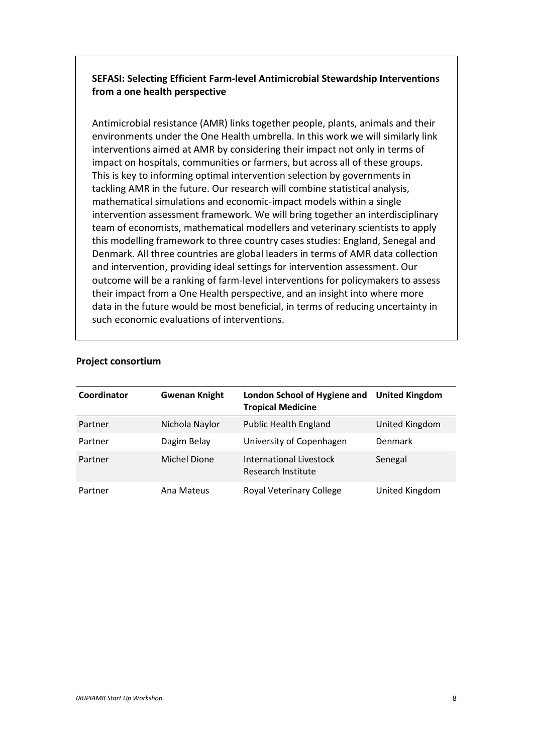**SEFASI: Selecting Efficient Farm-level Antimicrobial Stewardship Interventions from a one health perspective**

Antimicrobial resistance (AMR) links together people, plants, animals and their environments under the One Health umbrella. In this work we will similarly link interventions aimed at AMR by considering their impact not only in terms of impact on hospitals, communities or farmers, but across all of these groups. This is key to informing optimal intervention selection by governments in tackling AMR in the future. Our research will combine statistical analysis, mathematical simulations and economic-impact models within a single intervention assessment framework. We will bring together an interdisciplinary team of economists, mathematical modellers and veterinary scientists to apply this modelling framework to three country cases studies: England, Senegal and Denmark. All three countries are global leaders in terms of AMR data collection and intervention, providing ideal settings for intervention assessment. Our outcome will be a ranking of farm-level interventions for policymakers to assess their impact from a One Health perspective, and an insight into where more data in the future would be most beneficial, in terms of reducing uncertainty in such economic evaluations of interventions.

**Project consortium**

| **Coordinator** | **Gwenan Knight** | **London School of Hygiene and Tropical Medicine** | **United Kingdom** |
|---|---|---|---|
| Partner | Nichola Naylor | Public Health England | United Kingdom |
| Partner | Dagim Belay | University of Copenhagen | Denmark |
| Partner | Michel Dione | International Livestock Research Institute | Senegal |
| Partner | Ana Mateus | Royal Veterinary College | United Kingdom |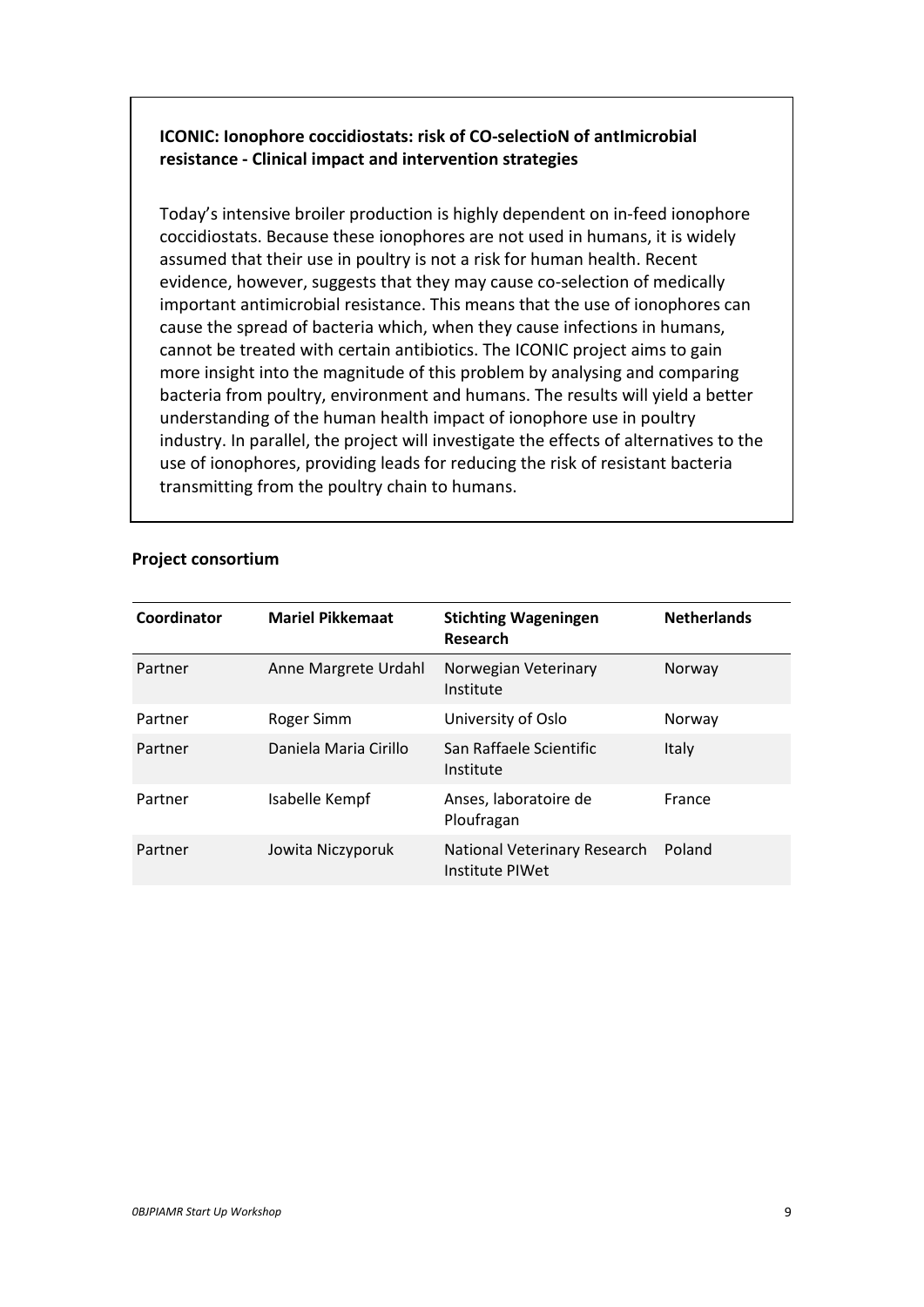**ICONIC: Ionophore coccidiostats: risk of CO-selectioN of antImicrobial resistance - Clinical impact and intervention strategies**

Today's intensive broiler production is highly dependent on in-feed ionophore coccidiostats. Because these ionophores are not used in humans, it is widely assumed that their use in poultry is not a risk for human health. Recent evidence, however, suggests that they may cause co-selection of medically important antimicrobial resistance. This means that the use of ionophores can cause the spread of bacteria which, when they cause infections in humans, cannot be treated with certain antibiotics. The ICONIC project aims to gain more insight into the magnitude of this problem by analysing and comparing bacteria from poultry, environment and humans. The results will yield a better understanding of the human health impact of ionophore use in poultry industry. In parallel, the project will investigate the effects of alternatives to the use of ionophores, providing leads for reducing the risk of resistant bacteria transmitting from the poultry chain to humans.

**Project consortium**

| Coordinator | Mariel Pikkemaat | Stichting Wageningen Research | Netherlands |
|---|---|---|---|
| Partner | Anne Margrete Urdahl | Norwegian Veterinary Institute | Norway |
| Partner | Roger Simm | University of Oslo | Norway |
| Partner | Daniela Maria Cirillo | San Raffaele Scientific Institute | Italy |
| Partner | Isabelle Kempf | Anses, laboratoire de Ploufragan | France |
| Partner | Jowita Niczyporuk | National Veterinary Research Institute PIWet | Poland |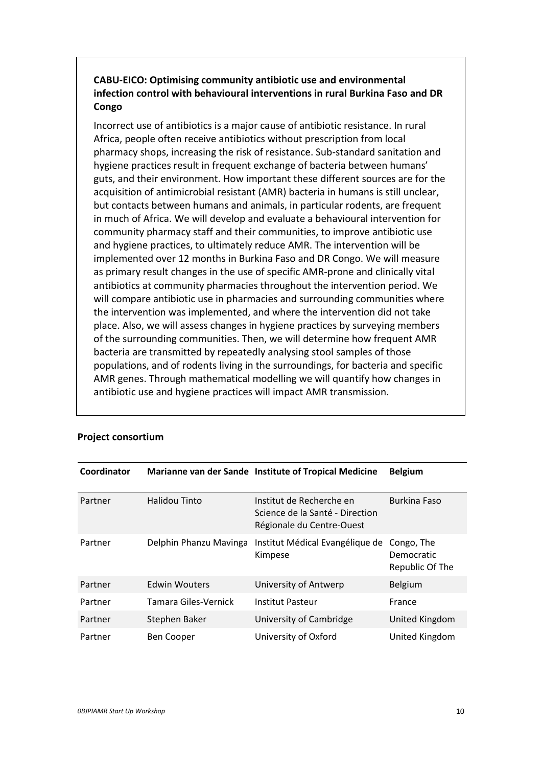**CABU-EICO: Optimising community antibiotic use and environmental infection control with behavioural interventions in rural Burkina Faso and DR Congo**

Incorrect use of antibiotics is a major cause of antibiotic resistance. In rural Africa, people often receive antibiotics without prescription from local pharmacy shops, increasing the risk of resistance. Sub-standard sanitation and hygiene practices result in frequent exchange of bacteria between humans' guts, and their environment. How important these different sources are for the acquisition of antimicrobial resistant (AMR) bacteria in humans is still unclear, but contacts between humans and animals, in particular rodents, are frequent in much of Africa. We will develop and evaluate a behavioural intervention for community pharmacy staff and their communities, to improve antibiotic use and hygiene practices, to ultimately reduce AMR. The intervention will be implemented over 12 months in Burkina Faso and DR Congo. We will measure as primary result changes in the use of specific AMR-prone and clinically vital antibiotics at community pharmacies throughout the intervention period. We will compare antibiotic use in pharmacies and surrounding communities where the intervention was implemented, and where the intervention did not take place. Also, we will assess changes in hygiene practices by surveying members of the surrounding communities. Then, we will determine how frequent AMR bacteria are transmitted by repeatedly analysing stool samples of those populations, and of rodents living in the surroundings, for bacteria and specific AMR genes. Through mathematical modelling we will quantify how changes in antibiotic use and hygiene practices will impact AMR transmission.

**Project consortium**

| Coordinator | Marianne van der Sande | Institute of Tropical Medicine | Belgium |
|---|---|---|---|
| Partner | Halidou Tinto | Institut de Recherche en Science de la Santé - Direction Régionale du Centre-Ouest | Burkina Faso |
| Partner | Delphin Phanzu Mavinga | Institut Médical Evangélique de Kimpese | Congo, The Democratic Republic Of The |
| Partner | Edwin Wouters | University of Antwerp | Belgium |
| Partner | Tamara Giles-Vernick | Institut Pasteur | France |
| Partner | Stephen Baker | University of Cambridge | United Kingdom |
| Partner | Ben Cooper | University of Oxford | United Kingdom |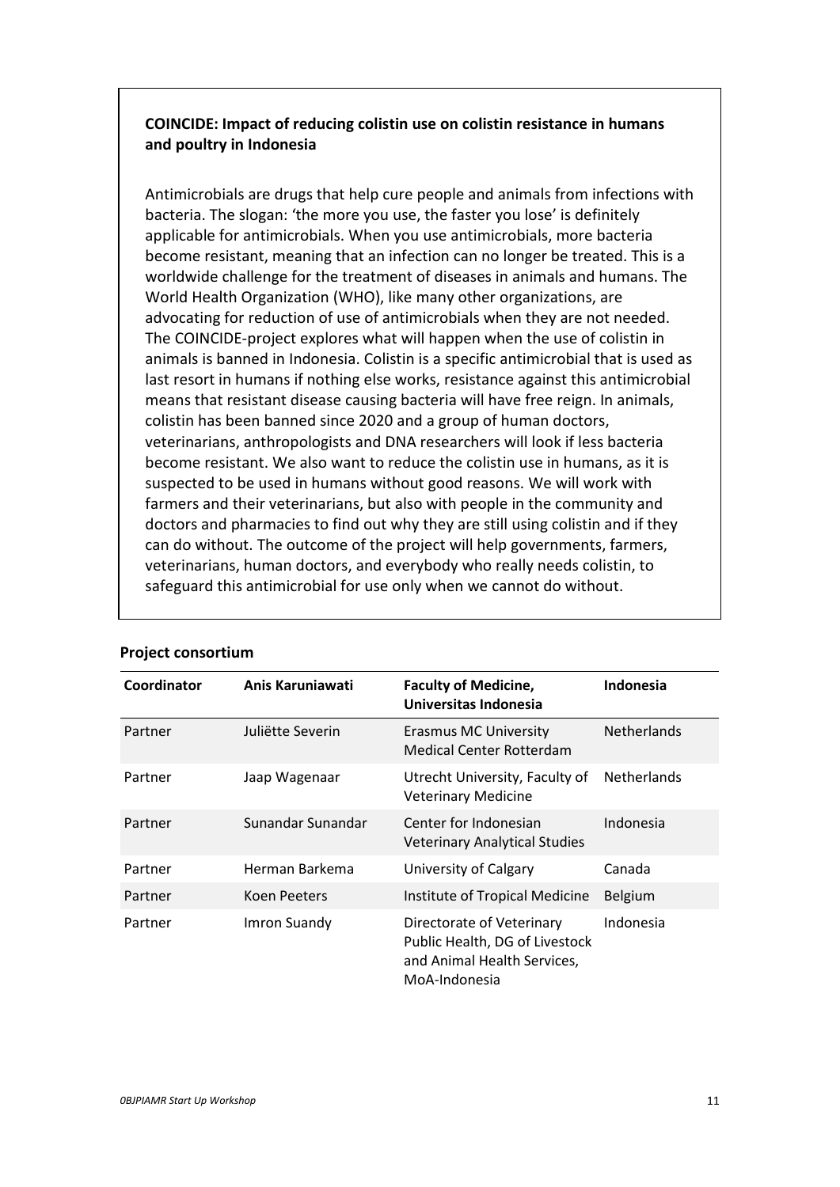**COINCIDE: Impact of reducing colistin use on colistin resistance in humans and poultry in Indonesia**

Antimicrobials are drugs that help cure people and animals from infections with bacteria. The slogan: 'the more you use, the faster you lose' is definitely applicable for antimicrobials. When you use antimicrobials, more bacteria become resistant, meaning that an infection can no longer be treated. This is a worldwide challenge for the treatment of diseases in animals and humans. The World Health Organization (WHO), like many other organizations, are advocating for reduction of use of antimicrobials when they are not needed. The COINCIDE-project explores what will happen when the use of colistin in animals is banned in Indonesia. Colistin is a specific antimicrobial that is used as last resort in humans if nothing else works, resistance against this antimicrobial means that resistant disease causing bacteria will have free reign. In animals, colistin has been banned since 2020 and a group of human doctors, veterinarians, anthropologists and DNA researchers will look if less bacteria become resistant. We also want to reduce the colistin use in humans, as it is suspected to be used in humans without good reasons. We will work with farmers and their veterinarians, but also with people in the community and doctors and pharmacies to find out why they are still using colistin and if they can do without. The outcome of the project will help governments, farmers, veterinarians, human doctors, and everybody who really needs colistin, to safeguard this antimicrobial for use only when we cannot do without.

**Project consortium**

| **Coordinator** | **Anis Karuniawati** | **Faculty of Medicine, Universitas Indonesia** | **Indonesia** |
|---|---|---|---|
| Partner | Juliëtte Severin | Erasmus MC University Medical Center Rotterdam | Netherlands |
| Partner | Jaap Wagenaar | Utrecht University, Faculty of Veterinary Medicine | Netherlands |
| Partner | Sunandar Sunandar | Center for Indonesian Veterinary Analytical Studies | Indonesia |
| Partner | Herman Barkema | University of Calgary | Canada |
| Partner | Koen Peeters | Institute of Tropical Medicine | Belgium |
| Partner | Imron Suandy | Directorate of Veterinary Public Health, DG of Livestock and Animal Health Services, MoA-Indonesia | Indonesia |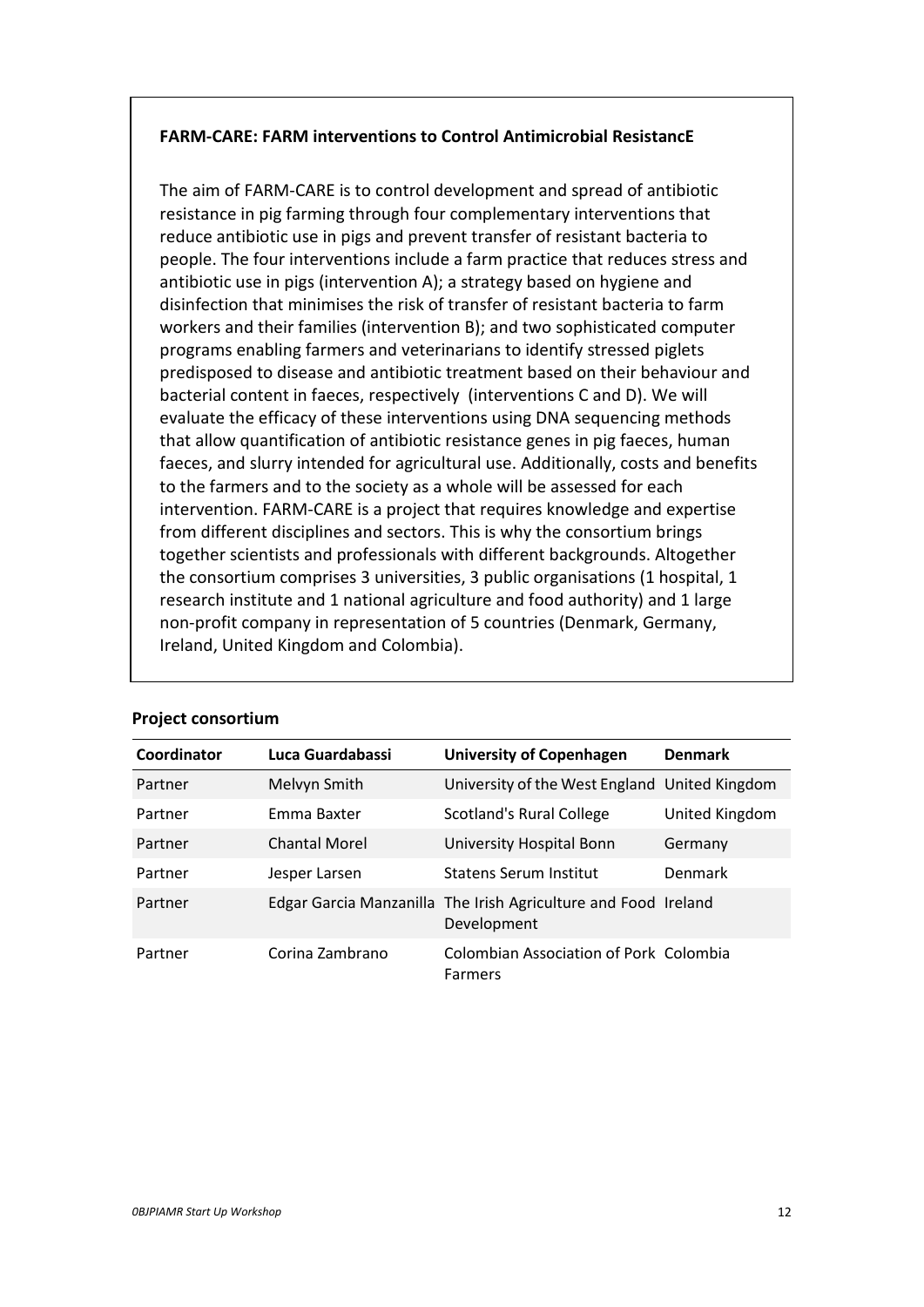**FARM-CARE: FARM interventions to Control Antimicrobial ResistancE**

The aim of FARM-CARE is to control development and spread of antibiotic resistance in pig farming through four complementary interventions that reduce antibiotic use in pigs and prevent transfer of resistant bacteria to people. The four interventions include a farm practice that reduces stress and antibiotic use in pigs (intervention A); a strategy based on hygiene and disinfection that minimises the risk of transfer of resistant bacteria to farm workers and their families (intervention B); and two sophisticated computer programs enabling farmers and veterinarians to identify stressed piglets predisposed to disease and antibiotic treatment based on their behaviour and bacterial content in faeces, respectively (interventions C and D). We will evaluate the efficacy of these interventions using DNA sequencing methods that allow quantification of antibiotic resistance genes in pig faeces, human faeces, and slurry intended for agricultural use. Additionally, costs and benefits to the farmers and to the society as a whole will be assessed for each intervention. FARM-CARE is a project that requires knowledge and expertise from different disciplines and sectors. This is why the consortium brings together scientists and professionals with different backgrounds. Altogether the consortium comprises 3 universities, 3 public organisations (1 hospital, 1 research institute and 1 national agriculture and food authority) and 1 large non-profit company in representation of 5 countries (Denmark, Germany, Ireland, United Kingdom and Colombia).

**Project consortium**

| Coordinator | Luca Guardabassi | University of Copenhagen | Denmark |
|---|---|---|---|
| Partner | Melvyn Smith | University of the West England | United Kingdom |
| Partner | Emma Baxter | Scotland's Rural College | United Kingdom |
| Partner | Chantal Morel | University Hospital Bonn | Germany |
| Partner | Jesper Larsen | Statens Serum Institut | Denmark |
| Partner | Edgar Garcia Manzanilla | The Irish Agriculture and Food Development | Ireland |
| Partner | Corina Zambrano | Colombian Association of Pork Farmers | Colombia |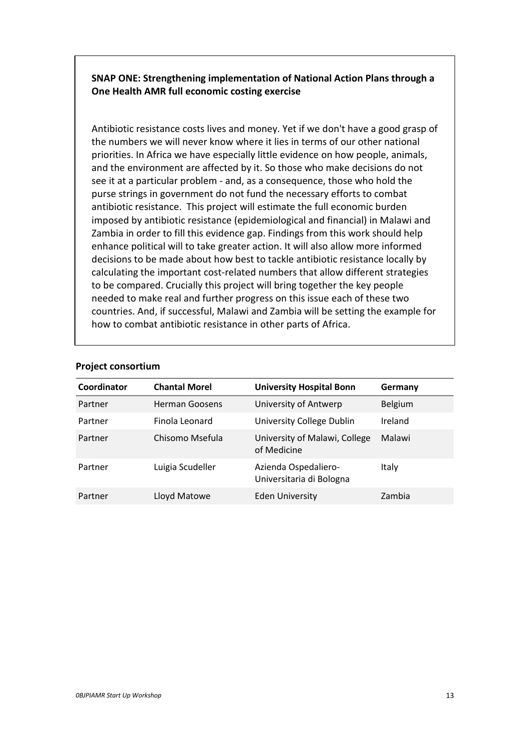**SNAP ONE: Strengthening implementation of National Action Plans through a One Health AMR full economic costing exercise**

Antibiotic resistance costs lives and money. Yet if we don't have a good grasp of the numbers we will never know where it lies in terms of our other national priorities. In Africa we have especially little evidence on how people, animals, and the environment are affected by it. So those who make decisions do not see it at a particular problem - and, as a consequence, those who hold the purse strings in government do not fund the necessary efforts to combat antibiotic resistance. This project will estimate the full economic burden imposed by antibiotic resistance (epidemiological and financial) in Malawi and Zambia in order to fill this evidence gap. Findings from this work should help enhance political will to take greater action. It will also allow more informed decisions to be made about how best to tackle antibiotic resistance locally by calculating the important cost-related numbers that allow different strategies to be compared. Crucially this project will bring together the key people needed to make real and further progress on this issue each of these two countries. And, if successful, Malawi and Zambia will be setting the example for how to combat antibiotic resistance in other parts of Africa.

**Project consortium**

| Coordinator | Chantal Morel | University Hospital Bonn | Germany |
|---|---|---|---|
| Partner | Herman Goossens | University of Antwerp | Belgium |
| Partner | Finola Leonard | University College Dublin | Ireland |
| Partner | Chisomo Msefula | University of Malawi, College of Medicine | Malawi |
| Partner | Luigia Scudeller | Azienda Ospedaliero-Universitaria di Bologna | Italy |
| Partner | Lloyd Matowe | Eden University | Zambia |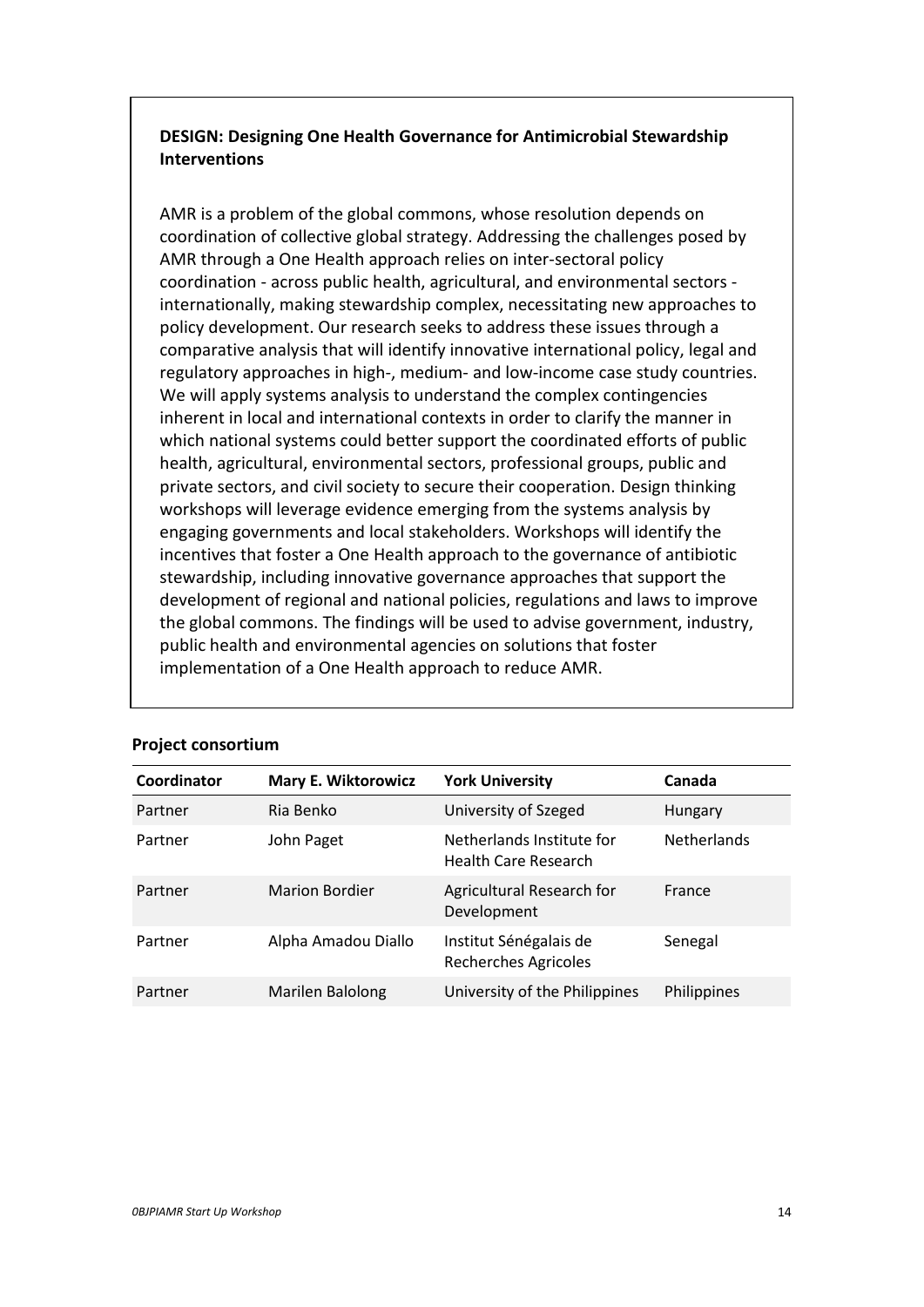**DESIGN: Designing One Health Governance for Antimicrobial Stewardship Interventions**

AMR is a problem of the global commons, whose resolution depends on coordination of collective global strategy. Addressing the challenges posed by AMR through a One Health approach relies on inter-sectoral policy coordination - across public health, agricultural, and environmental sectors - internationally, making stewardship complex, necessitating new approaches to policy development. Our research seeks to address these issues through a comparative analysis that will identify innovative international policy, legal and regulatory approaches in high-, medium- and low-income case study countries. We will apply systems analysis to understand the complex contingencies inherent in local and international contexts in order to clarify the manner in which national systems could better support the coordinated efforts of public health, agricultural, environmental sectors, professional groups, public and private sectors, and civil society to secure their cooperation. Design thinking workshops will leverage evidence emerging from the systems analysis by engaging governments and local stakeholders. Workshops will identify the incentives that foster a One Health approach to the governance of antibiotic stewardship, including innovative governance approaches that support the development of regional and national policies, regulations and laws to improve the global commons. The findings will be used to advise government, industry, public health and environmental agencies on solutions that foster implementation of a One Health approach to reduce AMR.

**Project consortium**

| Coordinator | Mary E. Wiktorowicz | York University | Canada |
|---|---|---|---|
| Partner | Ria Benko | University of Szeged | Hungary |
| Partner | John Paget | Netherlands Institute for Health Care Research | Netherlands |
| Partner | Marion Bordier | Agricultural Research for Development | France |
| Partner | Alpha Amadou Diallo | Institut Sénégalais de Recherches Agricoles | Senegal |
| Partner | Marilen Balolong | University of the Philippines | Philippines |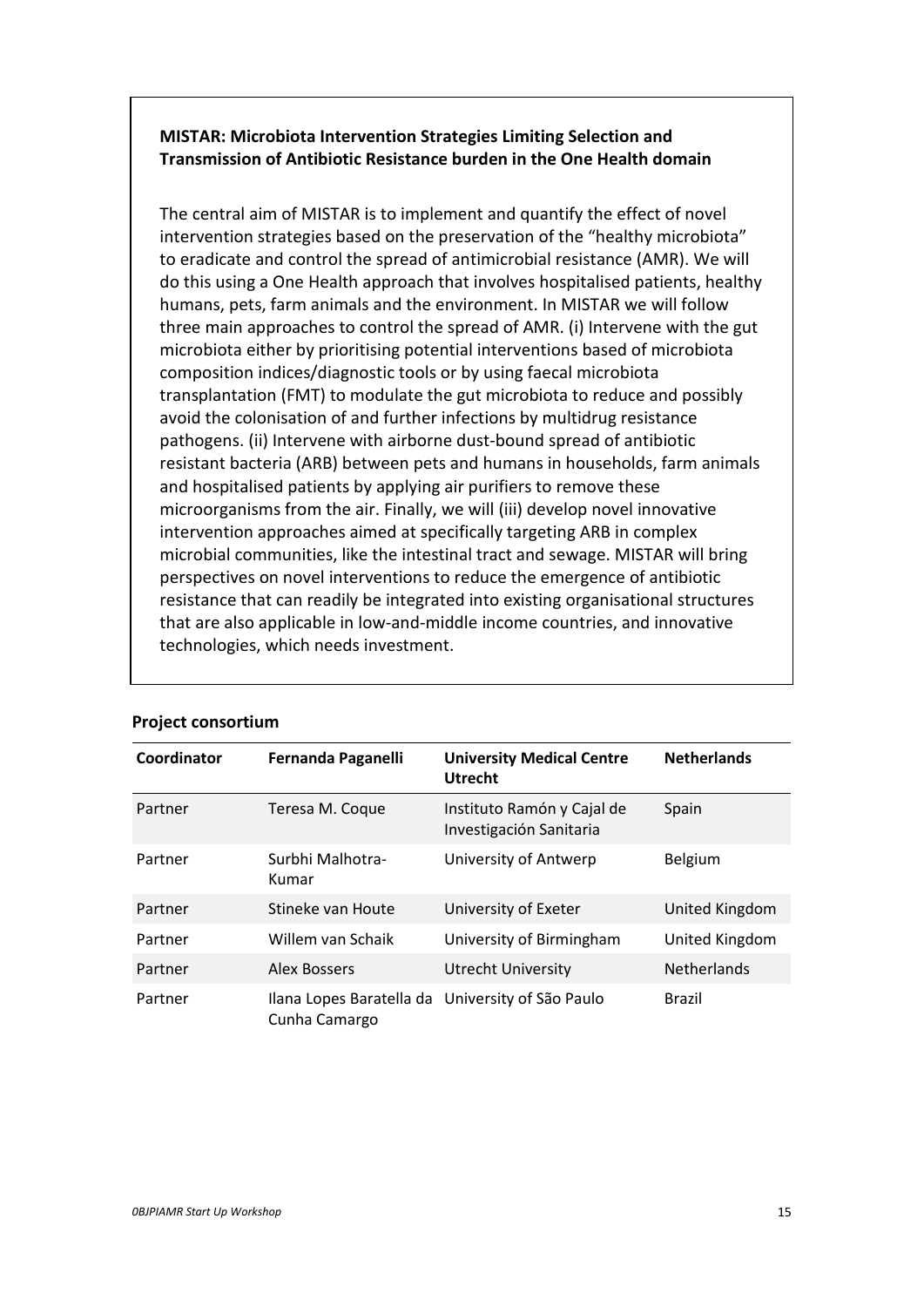**MISTAR: Microbiota Intervention Strategies Limiting Selection and Transmission of Antibiotic Resistance burden in the One Health domain**

The central aim of MISTAR is to implement and quantify the effect of novel intervention strategies based on the preservation of the "healthy microbiota" to eradicate and control the spread of antimicrobial resistance (AMR). We will do this using a One Health approach that involves hospitalised patients, healthy humans, pets, farm animals and the environment. In MISTAR we will follow three main approaches to control the spread of AMR. (i) Intervene with the gut microbiota either by prioritising potential interventions based of microbiota composition indices/diagnostic tools or by using faecal microbiota transplantation (FMT) to modulate the gut microbiota to reduce and possibly avoid the colonisation of and further infections by multidrug resistance pathogens. (ii) Intervene with airborne dust-bound spread of antibiotic resistant bacteria (ARB) between pets and humans in households, farm animals and hospitalised patients by applying air purifiers to remove these microorganisms from the air. Finally, we will (iii) develop novel innovative intervention approaches aimed at specifically targeting ARB in complex microbial communities, like the intestinal tract and sewage. MISTAR will bring perspectives on novel interventions to reduce the emergence of antibiotic resistance that can readily be integrated into existing organisational structures that are also applicable in low-and-middle income countries, and innovative technologies, which needs investment.

**Project consortium**

| **Coordinator** | **Fernanda Paganelli** | **University Medical Centre Utrecht** | **Netherlands** |
|---|---|---|---|
| Partner | Teresa M. Coque | Instituto Ramón y Cajal de Investigación Sanitaria | Spain |
| Partner | Surbhi Malhotra-Kumar | University of Antwerp | Belgium |
| Partner | Stineke van Houte | University of Exeter | United Kingdom |
| Partner | Willem van Schaik | University of Birmingham | United Kingdom |
| Partner | Alex Bossers | Utrecht University | Netherlands |
| Partner | Ilana Lopes Baratella da Cunha Camargo | University of São Paulo | Brazil |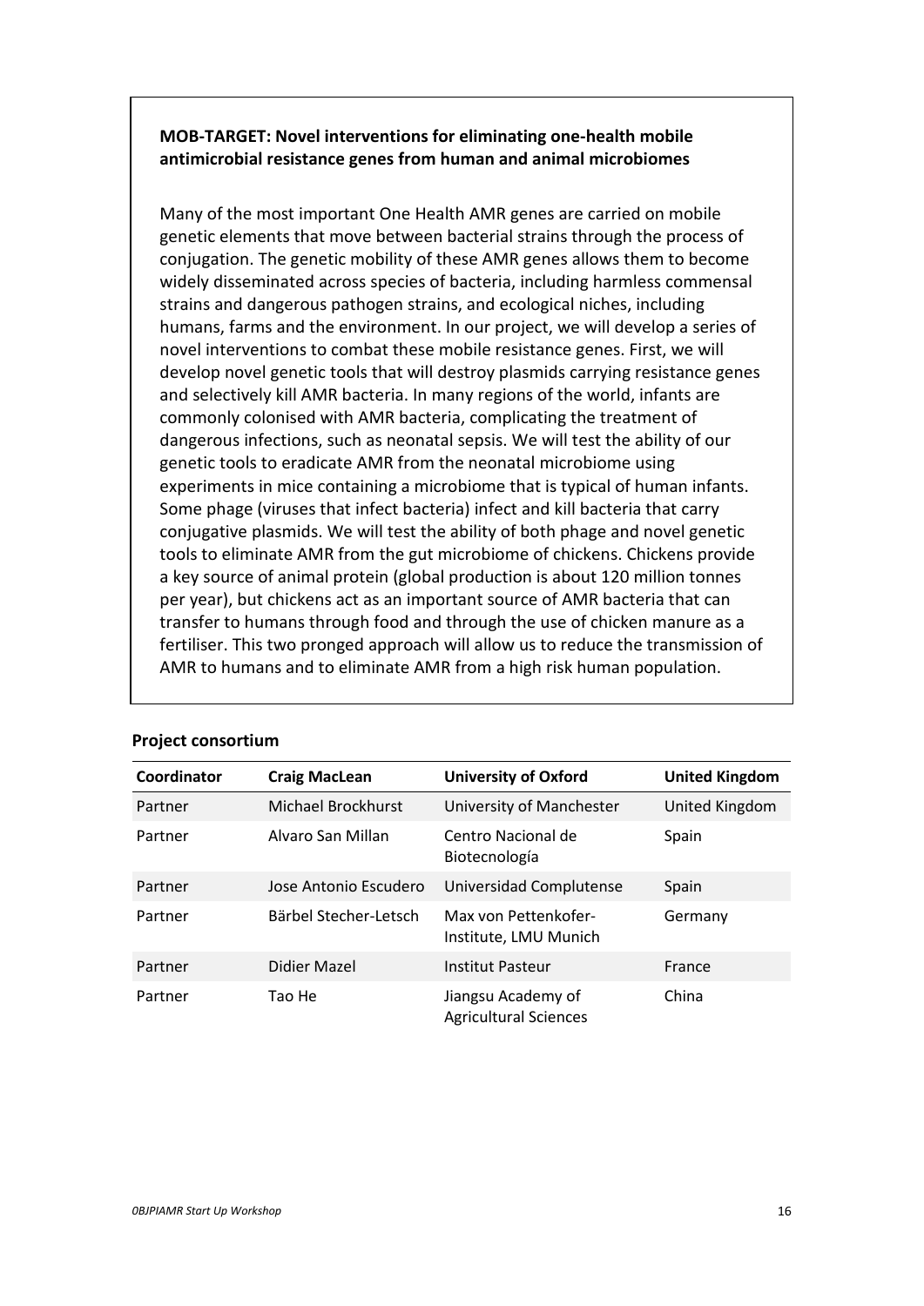**MOB-TARGET: Novel interventions for eliminating one-health mobile antimicrobial resistance genes from human and animal microbiomes**

Many of the most important One Health AMR genes are carried on mobile genetic elements that move between bacterial strains through the process of conjugation. The genetic mobility of these AMR genes allows them to become widely disseminated across species of bacteria, including harmless commensal strains and dangerous pathogen strains, and ecological niches, including humans, farms and the environment. In our project, we will develop a series of novel interventions to combat these mobile resistance genes. First, we will develop novel genetic tools that will destroy plasmids carrying resistance genes and selectively kill AMR bacteria. In many regions of the world, infants are commonly colonised with AMR bacteria, complicating the treatment of dangerous infections, such as neonatal sepsis. We will test the ability of our genetic tools to eradicate AMR from the neonatal microbiome using experiments in mice containing a microbiome that is typical of human infants. Some phage (viruses that infect bacteria) infect and kill bacteria that carry conjugative plasmids. We will test the ability of both phage and novel genetic tools to eliminate AMR from the gut microbiome of chickens. Chickens provide a key source of animal protein (global production is about 120 million tonnes per year), but chickens act as an important source of AMR bacteria that can transfer to humans through food and through the use of chicken manure as a fertiliser. This two pronged approach will allow us to reduce the transmission of AMR to humans and to eliminate AMR from a high risk human population.

**Project consortium**

| Coordinator | Craig MacLean | University of Oxford | United Kingdom |
|---|---|---|---|
| Partner | Michael Brockhurst | University of Manchester | United Kingdom |
| Partner | Alvaro San Millan | Centro Nacional de Biotecnología | Spain |
| Partner | Jose Antonio Escudero | Universidad Complutense | Spain |
| Partner | Bärbel Stecher-Letsch | Max von Pettenkofer-Institute, LMU Munich | Germany |
| Partner | Didier Mazel | Institut Pasteur | France |
| Partner | Tao He | Jiangsu Academy of Agricultural Sciences | China |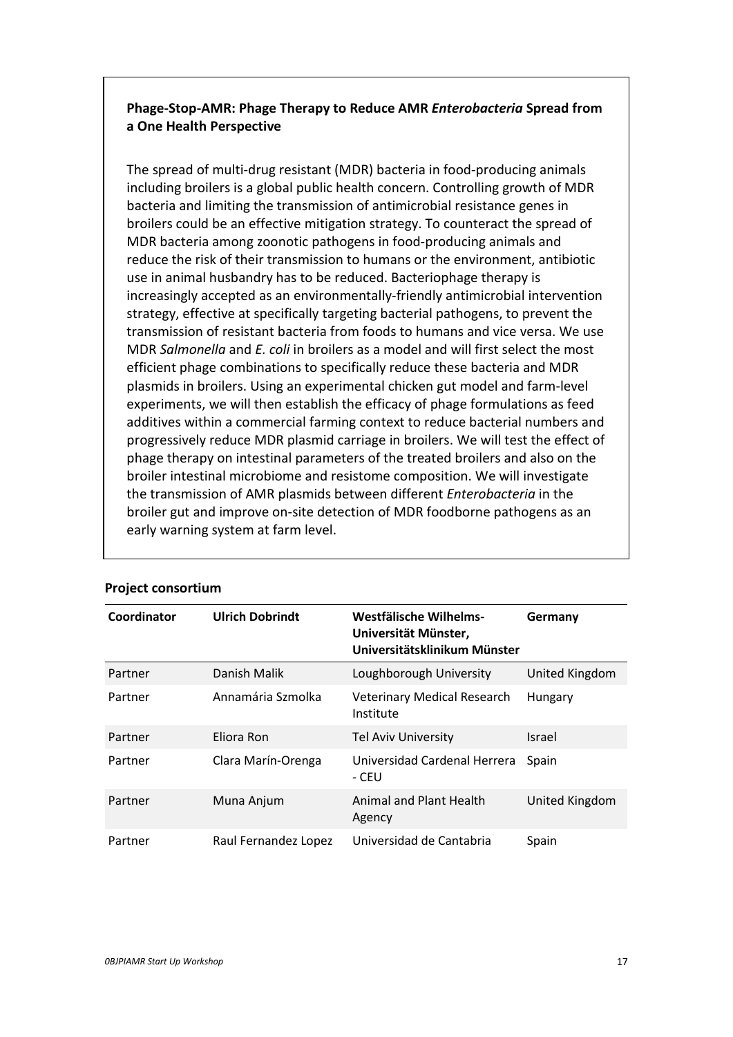**Phage-Stop-AMR: Phage Therapy to Reduce AMR *Enterobacteria* Spread from a One Health Perspective**

The spread of multi-drug resistant (MDR) bacteria in food-producing animals including broilers is a global public health concern. Controlling growth of MDR bacteria and limiting the transmission of antimicrobial resistance genes in broilers could be an effective mitigation strategy. To counteract the spread of MDR bacteria among zoonotic pathogens in food-producing animals and reduce the risk of their transmission to humans or the environment, antibiotic use in animal husbandry has to be reduced. Bacteriophage therapy is increasingly accepted as an environmentally-friendly antimicrobial intervention strategy, effective at specifically targeting bacterial pathogens, to prevent the transmission of resistant bacteria from foods to humans and vice versa. We use MDR *Salmonella* and *E. coli* in broilers as a model and will first select the most efficient phage combinations to specifically reduce these bacteria and MDR plasmids in broilers. Using an experimental chicken gut model and farm-level experiments, we will then establish the efficacy of phage formulations as feed additives within a commercial farming context to reduce bacterial numbers and progressively reduce MDR plasmid carriage in broilers. We will test the effect of phage therapy on intestinal parameters of the treated broilers and also on the broiler intestinal microbiome and resistome composition. We will investigate the transmission of AMR plasmids between different *Enterobacteria* in the broiler gut and improve on-site detection of MDR foodborne pathogens as an early warning system at farm level.

**Project consortium**

| Coordinator | Ulrich Dobrindt | Westfälische Wilhelms-Universität Münster, Universitätsklinikum Münster | Germany |
|---|---|---|---|
| Partner | Danish Malik | Loughborough University | United Kingdom |
| Partner | Annamária Szmolka | Veterinary Medical Research Institute | Hungary |
| Partner | Eliora Ron | Tel Aviv University | Israel |
| Partner | Clara Marín-Orenga | Universidad Cardenal Herrera - CEU | Spain |
| Partner | Muna Anjum | Animal and Plant Health Agency | United Kingdom |
| Partner | Raul Fernandez Lopez | Universidad de Cantabria | Spain |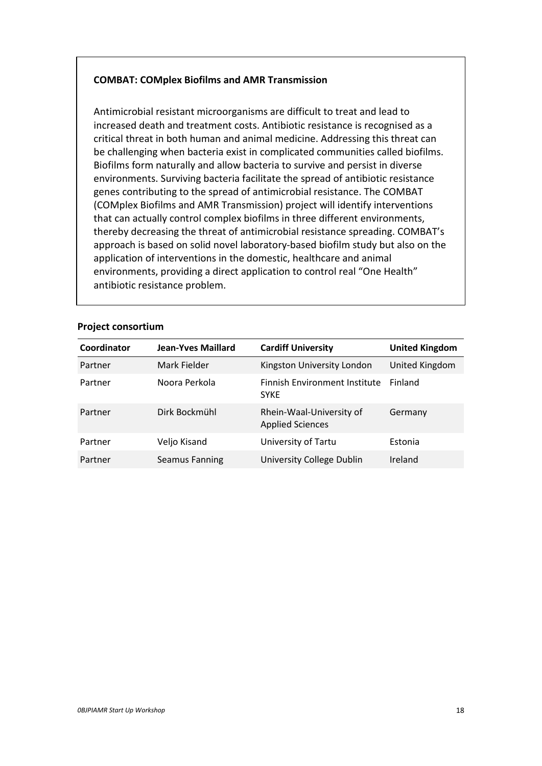**COMBAT: COMplex Biofilms and AMR Transmission**

Antimicrobial resistant microorganisms are difficult to treat and lead to increased death and treatment costs. Antibiotic resistance is recognised as a critical threat in both human and animal medicine. Addressing this threat can be challenging when bacteria exist in complicated communities called biofilms. Biofilms form naturally and allow bacteria to survive and persist in diverse environments. Surviving bacteria facilitate the spread of antibiotic resistance genes contributing to the spread of antimicrobial resistance. The COMBAT (COMplex Biofilms and AMR Transmission) project will identify interventions that can actually control complex biofilms in three different environments, thereby decreasing the threat of antimicrobial resistance spreading. COMBAT's approach is based on solid novel laboratory-based biofilm study but also on the application of interventions in the domestic, healthcare and animal environments, providing a direct application to control real "One Health" antibiotic resistance problem.

**Project consortium**

| Coordinator | Jean-Yves Maillard | Cardiff University | United Kingdom |
|---|---|---|---|
| Partner | Mark Fielder | Kingston University London | United Kingdom |
| Partner | Noora Perkola | Finnish Environment Institute SYKE | Finland |
| Partner | Dirk Bockmühl | Rhein-Waal-University of Applied Sciences | Germany |
| Partner | Veljo Kisand | University of Tartu | Estonia |
| Partner | Seamus Fanning | University College Dublin | Ireland |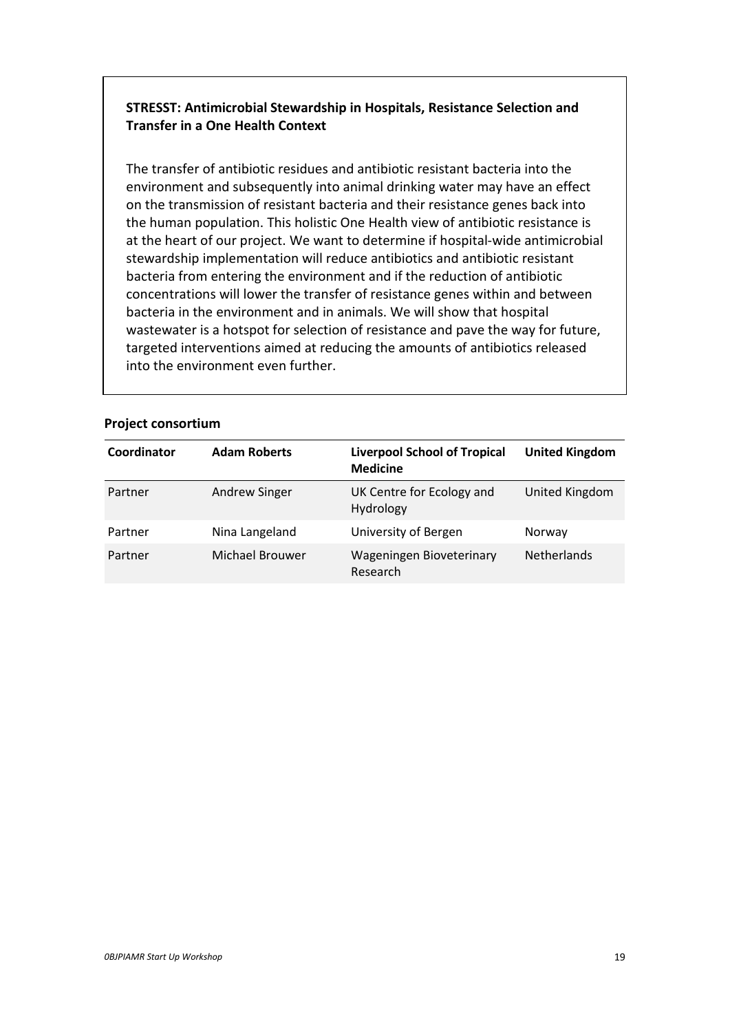**STRESST: Antimicrobial Stewardship in Hospitals, Resistance Selection and Transfer in a One Health Context**

The transfer of antibiotic residues and antibiotic resistant bacteria into the environment and subsequently into animal drinking water may have an effect on the transmission of resistant bacteria and their resistance genes back into the human population. This holistic One Health view of antibiotic resistance is at the heart of our project. We want to determine if hospital-wide antimicrobial stewardship implementation will reduce antibiotics and antibiotic resistant bacteria from entering the environment and if the reduction of antibiotic concentrations will lower the transfer of resistance genes within and between bacteria in the environment and in animals. We will show that hospital wastewater is a hotspot for selection of resistance and pave the way for future, targeted interventions aimed at reducing the amounts of antibiotics released into the environment even further.

**Project consortium**

| Coordinator | Adam Roberts | Liverpool School of Tropical Medicine | United Kingdom |
|---|---|---|---|
| Partner | Andrew Singer | UK Centre for Ecology and Hydrology | United Kingdom |
| Partner | Nina Langeland | University of Bergen | Norway |
| Partner | Michael Brouwer | Wageningen Bioveterinary Research | Netherlands |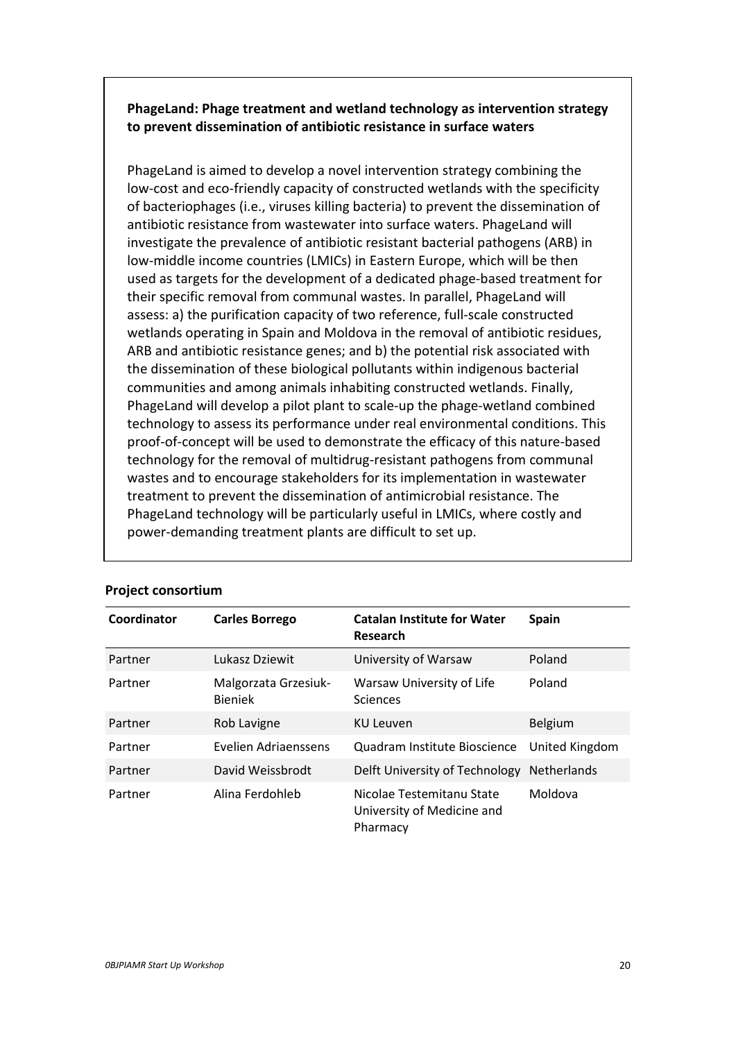**PhageLand: Phage treatment and wetland technology as intervention strategy to prevent dissemination of antibiotic resistance in surface waters**

PhageLand is aimed to develop a novel intervention strategy combining the low-cost and eco-friendly capacity of constructed wetlands with the specificity of bacteriophages (i.e., viruses killing bacteria) to prevent the dissemination of antibiotic resistance from wastewater into surface waters. PhageLand will investigate the prevalence of antibiotic resistant bacterial pathogens (ARB) in low-middle income countries (LMICs) in Eastern Europe, which will be then used as targets for the development of a dedicated phage-based treatment for their specific removal from communal wastes. In parallel, PhageLand will assess: a) the purification capacity of two reference, full-scale constructed wetlands operating in Spain and Moldova in the removal of antibiotic residues, ARB and antibiotic resistance genes; and b) the potential risk associated with the dissemination of these biological pollutants within indigenous bacterial communities and among animals inhabiting constructed wetlands. Finally, PhageLand will develop a pilot plant to scale-up the phage-wetland combined technology to assess its performance under real environmental conditions. This proof-of-concept will be used to demonstrate the efficacy of this nature-based technology for the removal of multidrug-resistant pathogens from communal wastes and to encourage stakeholders for its implementation in wastewater treatment to prevent the dissemination of antimicrobial resistance. The PhageLand technology will be particularly useful in LMICs, where costly and power-demanding treatment plants are difficult to set up.

**Project consortium**

| Coordinator | Carles Borrego | Catalan Institute for Water Research | Spain |
|---|---|---|---|
| Partner | Lukasz Dziewit | University of Warsaw | Poland |
| Partner | Malgorzata Grzesiuk-Bieniek | Warsaw University of Life Sciences | Poland |
| Partner | Rob Lavigne | KU Leuven | Belgium |
| Partner | Evelien Adriaenssens | Quadram Institute Bioscience | United Kingdom |
| Partner | David Weissbrodt | Delft University of Technology | Netherlands |
| Partner | Alina Ferdohleb | Nicolae Testemitanu State University of Medicine and Pharmacy | Moldova |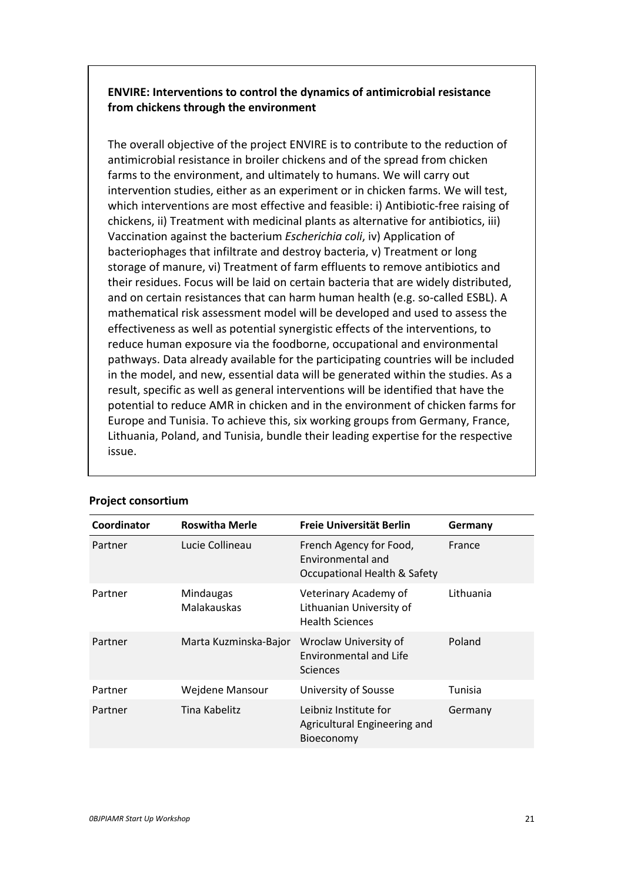**ENVIRE: Interventions to control the dynamics of antimicrobial resistance from chickens through the environment**

The overall objective of the project ENVIRE is to contribute to the reduction of antimicrobial resistance in broiler chickens and of the spread from chicken farms to the environment, and ultimately to humans. We will carry out intervention studies, either as an experiment or in chicken farms. We will test, which interventions are most effective and feasible: i) Antibiotic-free raising of chickens, ii) Treatment with medicinal plants as alternative for antibiotics, iii) Vaccination against the bacterium *Escherichia coli*, iv) Application of bacteriophages that infiltrate and destroy bacteria, v) Treatment or long storage of manure, vi) Treatment of farm effluents to remove antibiotics and their residues. Focus will be laid on certain bacteria that are widely distributed, and on certain resistances that can harm human health (e.g. so-called ESBL). A mathematical risk assessment model will be developed and used to assess the effectiveness as well as potential synergistic effects of the interventions, to reduce human exposure via the foodborne, occupational and environmental pathways. Data already available for the participating countries will be included in the model, and new, essential data will be generated within the studies. As a result, specific as well as general interventions will be identified that have the potential to reduce AMR in chicken and in the environment of chicken farms for Europe and Tunisia. To achieve this, six working groups from Germany, France, Lithuania, Poland, and Tunisia, bundle their leading expertise for the respective issue.

**Project consortium**

| Coordinator | Roswitha Merle | Freie Universität Berlin | Germany |
|---|---|---|---|
| Partner | Lucie Collineau | French Agency for Food, Environmental and Occupational Health & Safety | France |
| Partner | Mindaugas Malakauskas | Veterinary Academy of Lithuanian University of Health Sciences | Lithuania |
| Partner | Marta Kuzminska-Bajor | Wroclaw University of Environmental and Life Sciences | Poland |
| Partner | Wejdene Mansour | University of Sousse | Tunisia |
| Partner | Tina Kabelitz | Leibniz Institute for Agricultural Engineering and Bioeconomy | Germany |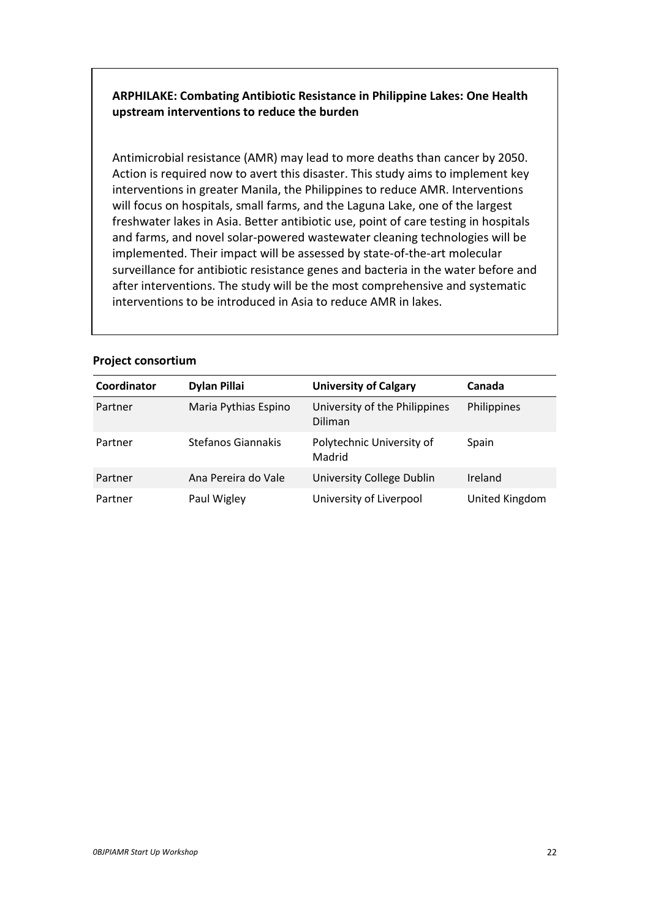**ARPHILAKE: Combating Antibiotic Resistance in Philippine Lakes: One Health upstream interventions to reduce the burden**

Antimicrobial resistance (AMR) may lead to more deaths than cancer by 2050. Action is required now to avert this disaster. This study aims to implement key interventions in greater Manila, the Philippines to reduce AMR. Interventions will focus on hospitals, small farms, and the Laguna Lake, one of the largest freshwater lakes in Asia. Better antibiotic use, point of care testing in hospitals and farms, and novel solar-powered wastewater cleaning technologies will be implemented. Their impact will be assessed by state-of-the-art molecular surveillance for antibiotic resistance genes and bacteria in the water before and after interventions. The study will be the most comprehensive and systematic interventions to be introduced in Asia to reduce AMR in lakes.

**Project consortium**

| Coordinator | Dylan Pillai | University of Calgary | Canada |
|---|---|---|---|
| Partner | Maria Pythias Espino | University of the Philippines Diliman | Philippines |
| Partner | Stefanos Giannakis | Polytechnic University of Madrid | Spain |
| Partner | Ana Pereira do Vale | University College Dublin | Ireland |
| Partner | Paul Wigley | University of Liverpool | United Kingdom |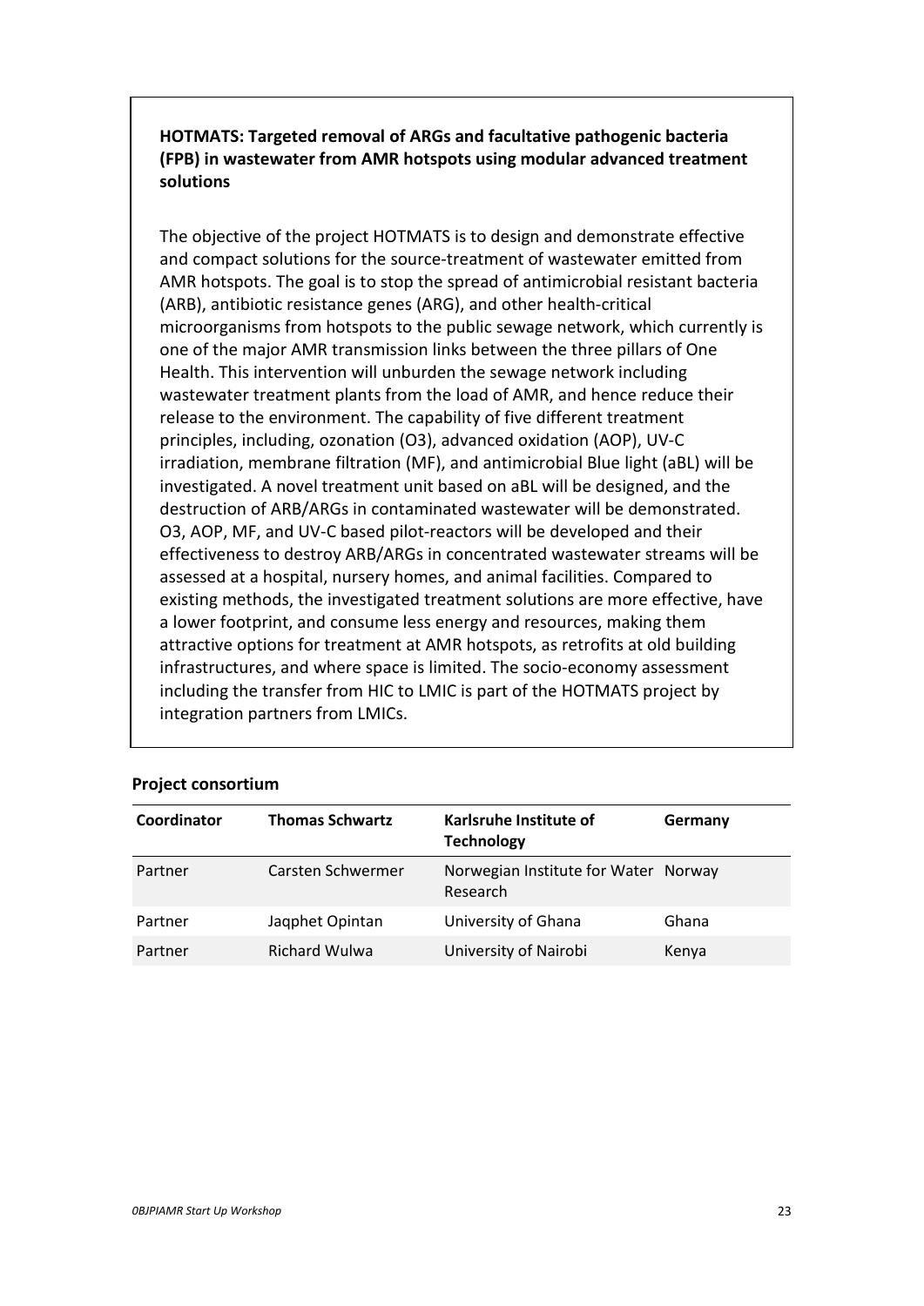**HOTMATS: Targeted removal of ARGs and facultative pathogenic bacteria (FPB) in wastewater from AMR hotspots using modular advanced treatment solutions**

The objective of the project HOTMATS is to design and demonstrate effective and compact solutions for the source-treatment of wastewater emitted from AMR hotspots. The goal is to stop the spread of antimicrobial resistant bacteria (ARB), antibiotic resistance genes (ARG), and other health-critical microorganisms from hotspots to the public sewage network, which currently is one of the major AMR transmission links between the three pillars of One Health. This intervention will unburden the sewage network including wastewater treatment plants from the load of AMR, and hence reduce their release to the environment. The capability of five different treatment principles, including, ozonation (O3), advanced oxidation (AOP), UV-C irradiation, membrane filtration (MF), and antimicrobial Blue light (aBL) will be investigated. A novel treatment unit based on aBL will be designed, and the destruction of ARB/ARGs in contaminated wastewater will be demonstrated. O3, AOP, MF, and UV-C based pilot-reactors will be developed and their effectiveness to destroy ARB/ARGs in concentrated wastewater streams will be assessed at a hospital, nursery homes, and animal facilities. Compared to existing methods, the investigated treatment solutions are more effective, have a lower footprint, and consume less energy and resources, making them attractive options for treatment at AMR hotspots, as retrofits at old building infrastructures, and where space is limited. The socio-economy assessment including the transfer from HIC to LMIC is part of the HOTMATS project by integration partners from LMICs.

**Project consortium**

| **Coordinator** | **Thomas Schwartz** | **Karlsruhe Institute of Technology** | **Germany** |
|---|---|---|---|
| Partner | Carsten Schwermer | Norwegian Institute for Water Research | Norway |
| Partner | Jaqphet Opintan | University of Ghana | Ghana |
| Partner | Richard Wulwa | University of Nairobi | Kenya |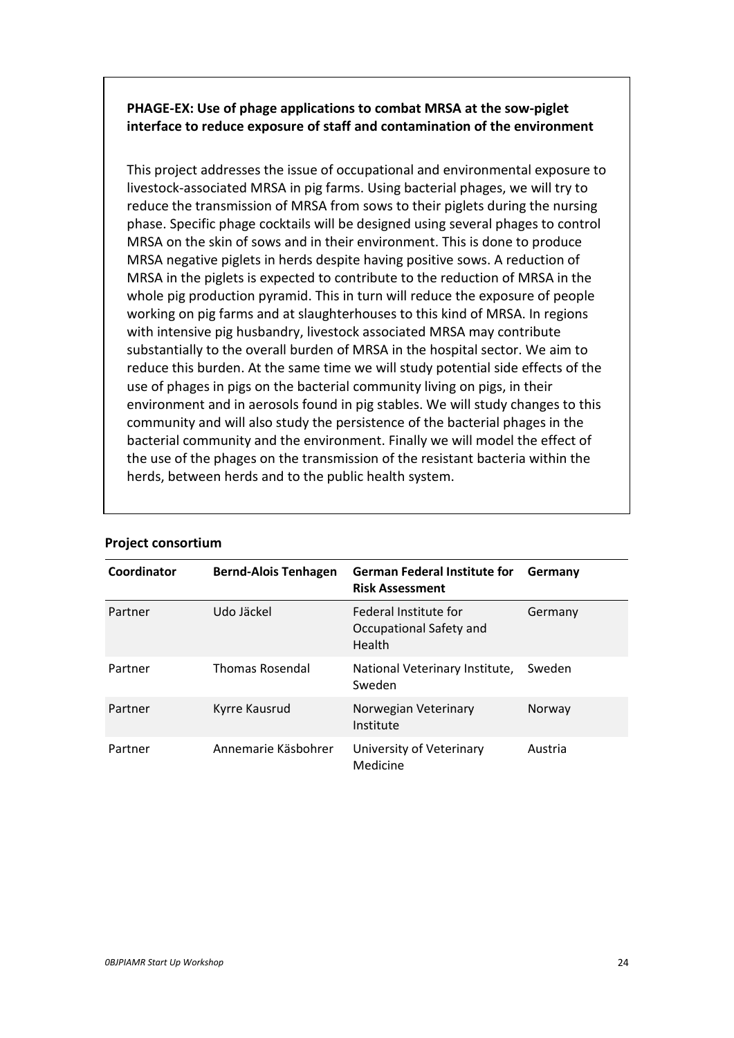**PHAGE-EX: Use of phage applications to combat MRSA at the sow-piglet interface to reduce exposure of staff and contamination of the environment**

This project addresses the issue of occupational and environmental exposure to livestock-associated MRSA in pig farms. Using bacterial phages, we will try to reduce the transmission of MRSA from sows to their piglets during the nursing phase. Specific phage cocktails will be designed using several phages to control MRSA on the skin of sows and in their environment. This is done to produce MRSA negative piglets in herds despite having positive sows. A reduction of MRSA in the piglets is expected to contribute to the reduction of MRSA in the whole pig production pyramid. This in turn will reduce the exposure of people working on pig farms and at slaughterhouses to this kind of MRSA. In regions with intensive pig husbandry, livestock associated MRSA may contribute substantially to the overall burden of MRSA in the hospital sector. We aim to reduce this burden. At the same time we will study potential side effects of the use of phages in pigs on the bacterial community living on pigs, in their environment and in aerosols found in pig stables. We will study changes to this community and will also study the persistence of the bacterial phages in the bacterial community and the environment. Finally we will model the effect of the use of the phages on the transmission of the resistant bacteria within the herds, between herds and to the public health system.

**Project consortium**

| Coordinator | Bernd-Alois Tenhagen | German Federal Institute for Risk Assessment | Germany |
|---|---|---|---|
| Partner | Udo Jäckel | Federal Institute for Occupational Safety and Health | Germany |
| Partner | Thomas Rosendal | National Veterinary Institute, Sweden | Sweden |
| Partner | Kyrre Kausrud | Norwegian Veterinary Institute | Norway |
| Partner | Annemarie Käsbohrer | University of Veterinary Medicine | Austria |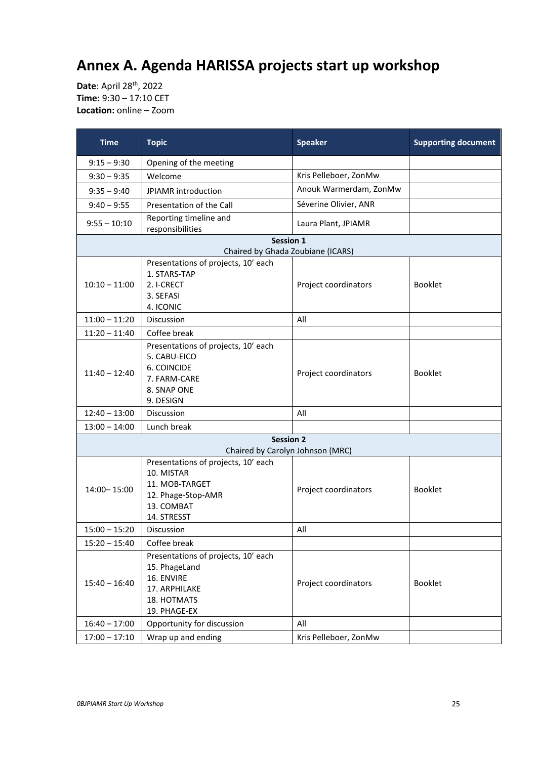# Annex A. Agenda HARISSA projects start up workshop

**Date**: April 28th, 2022
**Time:** 9:30 – 17:10 CET
**Location:** online – Zoom

| Time | Topic | Speaker | Supporting document |
|---|---|---|---|
| 9:15 – 9:30 | Opening of the meeting | | |
| 9:30 – 9:35 | Welcome | Kris Pelleboer, ZonMw | |
| 9:35 – 9:40 | JPIAMR introduction | Anouk Warmerdam, ZonMw | |
| 9:40 – 9:55 | Presentation of the Call | Séverine Olivier, ANR | |
| 9:55 – 10:10 | Reporting timeline and responsibilities | Laura Plant, JPIAMR | |
| **Session 1** Chaired by Ghada Zoubiane (ICARS) | | | |
| 10:10 – 11:00 | Presentations of projects, 10' each 1. STARS-TAP 2. I-CRECT 3. SEFASI 4. ICONIC | Project coordinators | Booklet |
| 11:00 – 11:20 | Discussion | All | |
| 11:20 – 11:40 | Coffee break | | |
| 11:40 – 12:40 | Presentations of projects, 10' each 5. CABU-EICO 6. COINCIDE 7. FARM-CARE 8. SNAP ONE 9. DESIGN | Project coordinators | Booklet |
| 12:40 – 13:00 | Discussion | All | |
| 13:00 – 14:00 | Lunch break | | |
| **Session 2** Chaired by Carolyn Johnson (MRC) | | | |
| 14:00– 15:00 | Presentations of projects, 10' each 10. MISTAR 11. MOB-TARGET 12. Phage-Stop-AMR 13. COMBAT 14. STRESST | Project coordinators | Booklet |
| 15:00 – 15:20 | Discussion | All | |
| 15:20 – 15:40 | Coffee break | | |
| 15:40 – 16:40 | Presentations of projects, 10' each 15. PhageLand 16. ENVIRE 17. ARPHILAKE 18. HOTMATS 19. PHAGE-EX | Project coordinators | Booklet |
| 16:40 – 17:00 | Opportunity for discussion | All | |
| 17:00 – 17:10 | Wrap up and ending | Kris Pelleboer, ZonMw | |